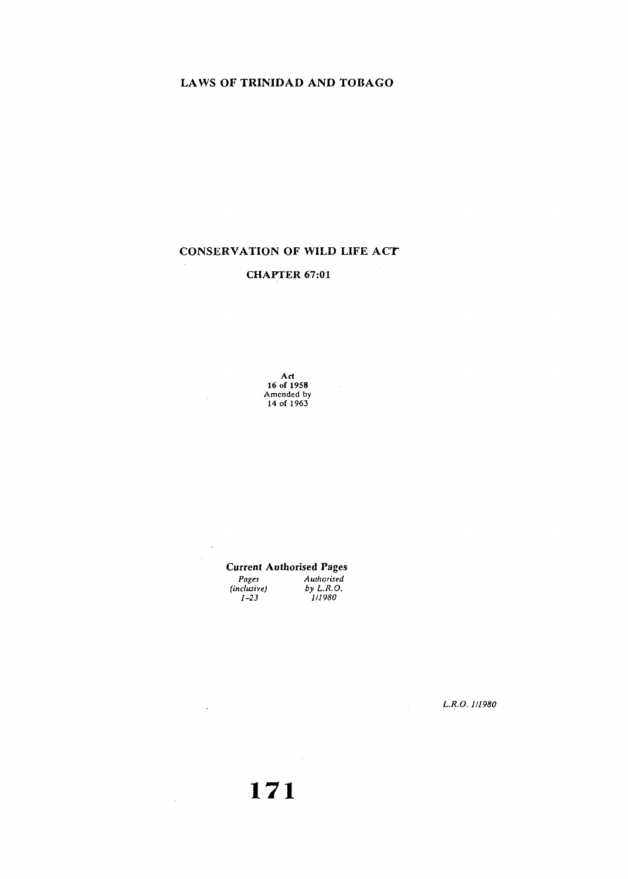LAWS OF TRINIDAD AND TOBAGO

# CONSERVATION OF WILD LIFE ACT

## CHAPTER 67:01

Act
16 of 1958
Amended by
14 of 1963

**Current Authorised Pages**

| *Pages (inclusive)* | *Authorised by L.R.O.* |
|---|---|
| *1–23* | *1/1980* |

*L.R.O. 1/1980*

**171**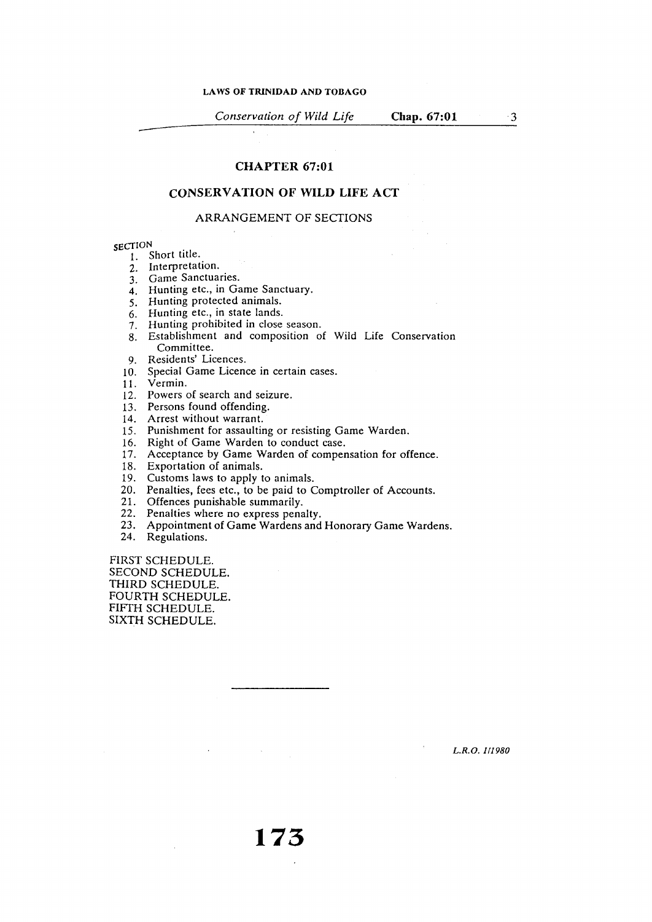# CHAPTER 67:01

## CONSERVATION OF WILD LIFE ACT

### ARRANGEMENT OF SECTIONS

SECTION
1. Short title.
2. Interpretation.
3. Game Sanctuaries.
4. Hunting etc., in Game Sanctuary.
5. Hunting protected animals.
6. Hunting etc., in state lands.
7. Hunting prohibited in close season.
8. Establishment and composition of Wild Life Conservation Committee.
9. Residents' Licences.
10. Special Game Licence in certain cases.
11. Vermin.
12. Powers of search and seizure.
13. Persons found offending.
14. Arrest without warrant.
15. Punishment for assaulting or resisting Game Warden.
16. Right of Game Warden to conduct case.
17. Acceptance by Game Warden of compensation for offence.
18. Exportation of animals.
19. Customs laws to apply to animals.
20. Penalties, fees etc., to be paid to Comptroller of Accounts.
21. Offences punishable summarily.
22. Penalties where no express penalty.
23. Appointment of Game Wardens and Honorary Game Wardens.
24. Regulations.

FIRST SCHEDULE.
SECOND SCHEDULE.
THIRD SCHEDULE.
FOURTH SCHEDULE.
FIFTH SCHEDULE.
SIXTH SCHEDULE.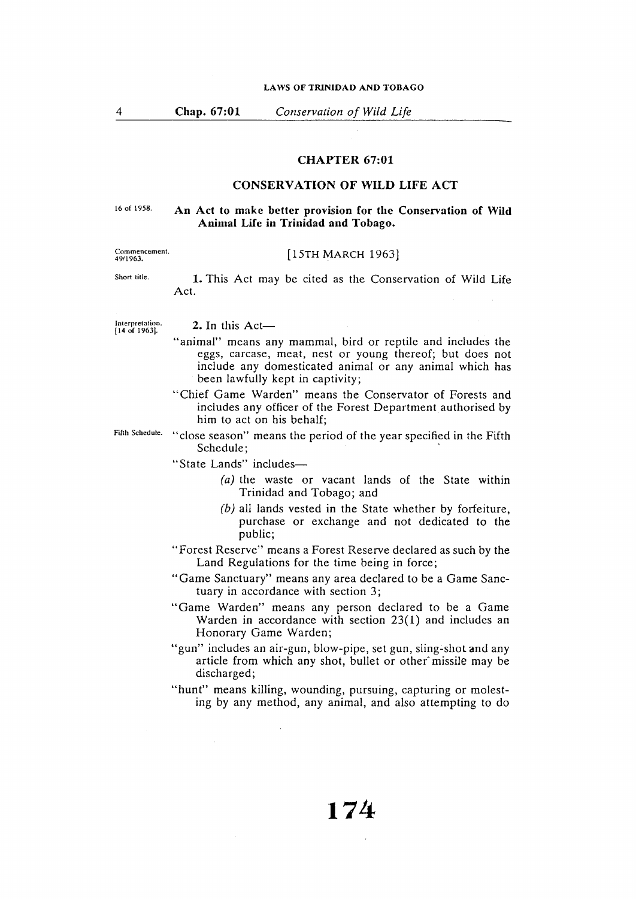# CHAPTER 67:01

## CONSERVATION OF WILD LIFE ACT

16 of 1958.

**An Act to make better provision for the Conservation of Wild Animal Life in Trinidad and Tobago.**

Commencement. 49/1963.

[15TH MARCH 1963]

Short title.

**1.** This Act may be cited as the Conservation of Wild Life Act.

Interpretation. [14 of 1963].

**2.** In this Act—

"animal" means any mammal, bird or reptile and includes the eggs, carcase, meat, nest or young thereof; but does not include any domesticated animal or any animal which has been lawfully kept in captivity;

"Chief Game Warden" means the Conservator of Forests and includes any officer of the Forest Department authorised by him to act on his behalf;

Fifth Schedule.

"close season" means the period of the year specified in the Fifth Schedule;

"State Lands" includes—

*(a)* the waste or vacant lands of the State within Trinidad and Tobago; and

*(b)* all lands vested in the State whether by forfeiture, purchase or exchange and not dedicated to the public;

"Forest Reserve" means a Forest Reserve declared as such by the Land Regulations for the time being in force;

"Game Sanctuary" means any area declared to be a Game Sanctuary in accordance with section 3;

"Game Warden" means any person declared to be a Game Warden in accordance with section 23(1) and includes an Honorary Game Warden;

"gun" includes an air-gun, blow-pipe, set gun, sling-shot and any article from which any shot, bullet or other missile may be discharged;

"hunt" means killing, wounding, pursuing, capturing or molesting by any method, any animal, and also attempting to do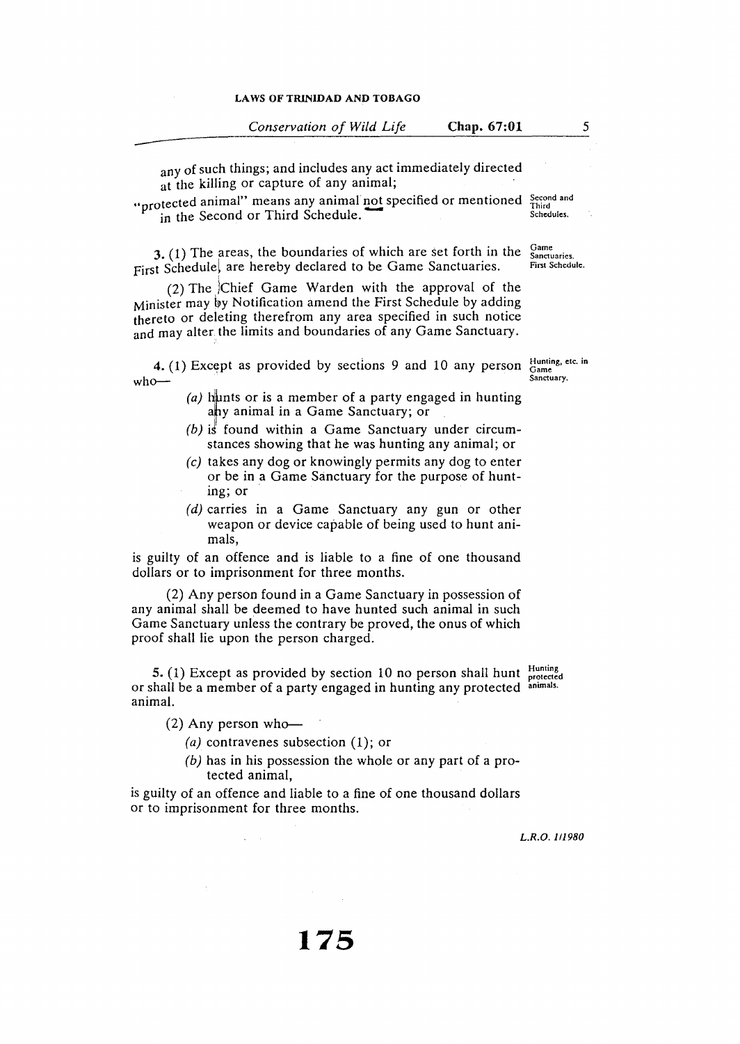any of such things; and includes any act immediately directed at the killing or capture of any animal;

"protected animal" means any animal not specified or mentioned in the Second or Third Schedule.

Second and Third Schedules.

Game Sanctuaries. First Schedule.

3. (1) The areas, the boundaries of which are set forth in the First Schedule, are hereby declared to be Game Sanctuaries.

(2) The Chief Game Warden with the approval of the Minister may by Notification amend the First Schedule by adding thereto or deleting therefrom any area specified in such notice and may alter the limits and boundaries of any Game Sanctuary.

Hunting, etc. in Game Sanctuary.

4. (1) Except as provided by sections 9 and 10 any person who—

(a) hunts or is a member of a party engaged in hunting any animal in a Game Sanctuary; or

(b) is found within a Game Sanctuary under circumstances showing that he was hunting any animal; or

(c) takes any dog or knowingly permits any dog to enter or be in a Game Sanctuary for the purpose of hunting; or

(d) carries in a Game Sanctuary any gun or other weapon or device capable of being used to hunt animals,

is guilty of an offence and is liable to a fine of one thousand dollars or to imprisonment for three months.

(2) Any person found in a Game Sanctuary in possession of any animal shall be deemed to have hunted such animal in such Game Sanctuary unless the contrary be proved, the onus of which proof shall lie upon the person charged.

Hunting protected animals.

5. (1) Except as provided by section 10 no person shall hunt or shall be a member of a party engaged in hunting any protected animal.

(2) Any person who—

(a) contravenes subsection (1); or

(b) has in his possession the whole or any part of a protected animal,

is guilty of an offence and liable to a fine of one thousand dollars or to imprisonment for three months.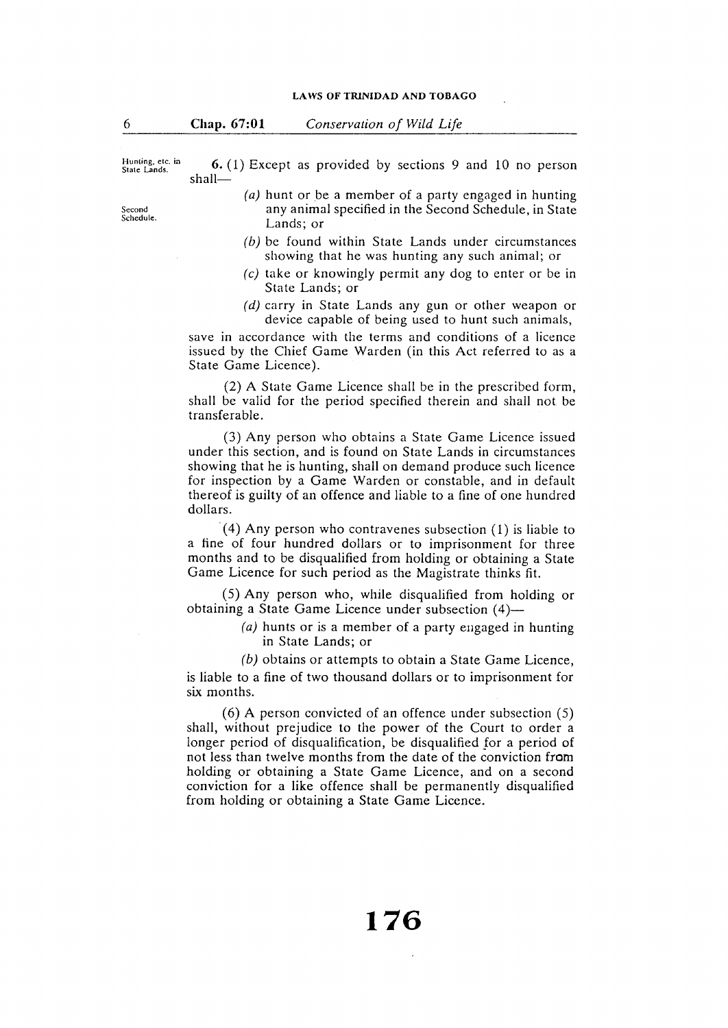Hunting, etc. in State Lands.

**6.** (1) Except as provided by sections 9 and 10 no person shall—

Second Schedule.

*(a)* hunt or be a member of a party engaged in hunting any animal specified in the Second Schedule, in State Lands; or

*(b)* be found within State Lands under circumstances showing that he was hunting any such animal; or

*(c)* take or knowingly permit any dog to enter or be in State Lands; or

*(d)* carry in State Lands any gun or other weapon or device capable of being used to hunt such animals,

save in accordance with the terms and conditions of a licence issued by the Chief Game Warden (in this Act referred to as a State Game Licence).

(2) A State Game Licence shall be in the prescribed form, shall be valid for the period specified therein and shall not be transferable.

(3) Any person who obtains a State Game Licence issued under this section, and is found on State Lands in circumstances showing that he is hunting, shall on demand produce such licence for inspection by a Game Warden or constable, and in default thereof is guilty of an offence and liable to a fine of one hundred dollars.

(4) Any person who contravenes subsection (1) is liable to a fine of four hundred dollars or to imprisonment for three months and to be disqualified from holding or obtaining a State Game Licence for such period as the Magistrate thinks fit.

(5) Any person who, while disqualified from holding or obtaining a State Game Licence under subsection (4)—

*(a)* hunts or is a member of a party engaged in hunting in State Lands; or

*(b)* obtains or attempts to obtain a State Game Licence,

is liable to a fine of two thousand dollars or to imprisonment for six months.

(6) A person convicted of an offence under subsection (5) shall, without prejudice to the power of the Court to order a longer period of disqualification, be disqualified for a period of not less than twelve months from the date of the conviction from holding or obtaining a State Game Licence, and on a second conviction for a like offence shall be permanently disqualified from holding or obtaining a State Game Licence.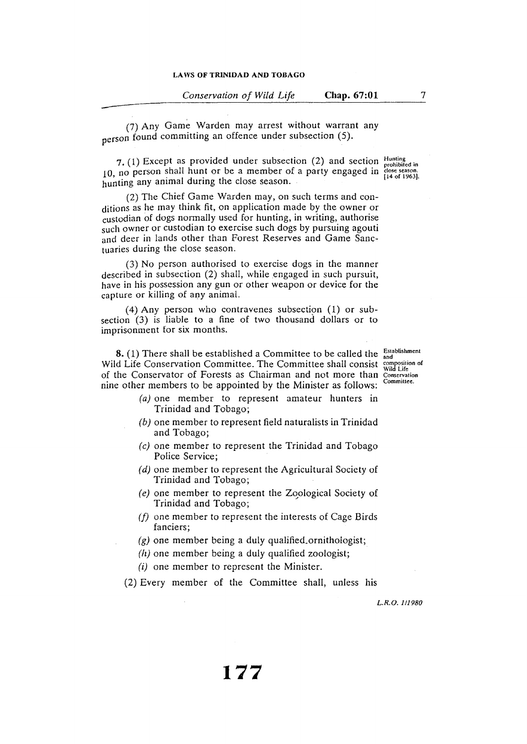(7) Any Game Warden may arrest without warrant any person found committing an offence under subsection (5).

7. (1) Except as provided under subsection (2) and section 10, no person shall hunt or be a member of a party engaged in hunting any animal during the close season.

Hunting prohibited in close season. [14 of 1963].

(2) The Chief Game Warden may, on such terms and conditions as he may think fit, on application made by the owner or custodian of dogs normally used for hunting, in writing, authorise such owner or custodian to exercise such dogs by pursuing agouti and deer in lands other than Forest Reserves and Game Sanctuaries during the close season.

(3) No person authorised to exercise dogs in the manner described in subsection (2) shall, while engaged in such pursuit, have in his possession any gun or other weapon or device for the capture or killing of any animal.

(4) Any person who contravenes subsection (1) or subsection (3) is liable to a fine of two thousand dollars or to imprisonment for six months.

8. (1) There shall be established a Committee to be called the Wild Life Conservation Committee. The Committee shall consist of the Conservator of Forests as Chairman and not more than nine other members to be appointed by the Minister as follows:

Establishment and composition of Wild Life Conservation Committee.

*(a)* one member to represent amateur hunters in Trinidad and Tobago;

*(b)* one member to represent field naturalists in Trinidad and Tobago;

*(c)* one member to represent the Trinidad and Tobago Police Service;

*(d)* one member to represent the Agricultural Society of Trinidad and Tobago;

*(e)* one member to represent the Zoological Society of Trinidad and Tobago;

*(f)* one member to represent the interests of Cage Birds fanciers;

*(g)* one member being a duly qualified ornithologist;

*(h)* one member being a duly qualified zoologist;

*(i)* one member to represent the Minister.

(2) Every member of the Committee shall, unless his

L.R.O. 1/1980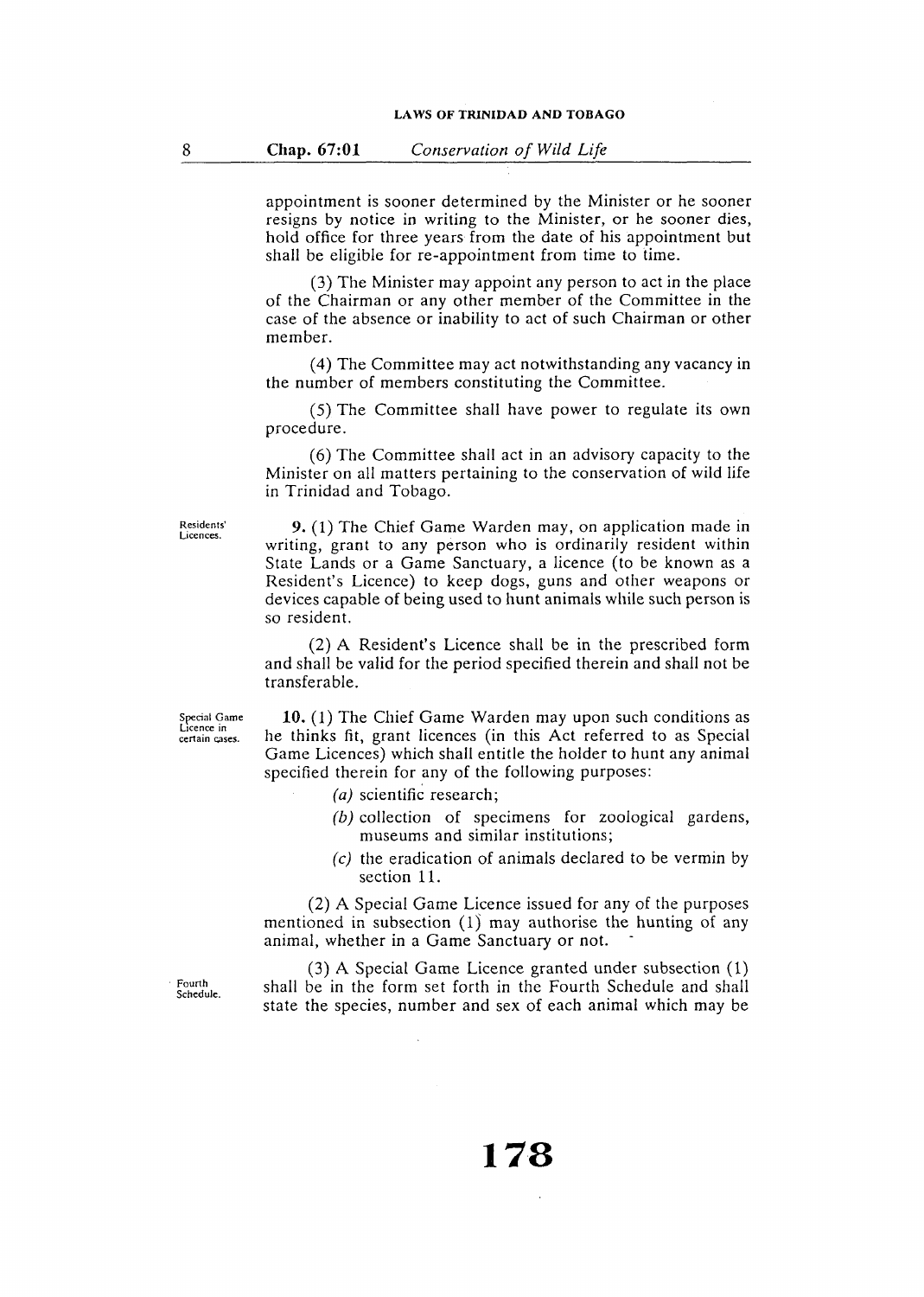appointment is sooner determined by the Minister or he sooner resigns by notice in writing to the Minister, or he sooner dies, hold office for three years from the date of his appointment but shall be eligible for re-appointment from time to time.

(3) The Minister may appoint any person to act in the place of the Chairman or any other member of the Committee in the case of the absence or inability to act of such Chairman or other member.

(4) The Committee may act notwithstanding any vacancy in the number of members constituting the Committee.

(5) The Committee shall have power to regulate its own procedure.

(6) The Committee shall act in an advisory capacity to the Minister on all matters pertaining to the conservation of wild life in Trinidad and Tobago.

*Residents' Licences.*

**9.** (1) The Chief Game Warden may, on application made in writing, grant to any person who is ordinarily resident within State Lands or a Game Sanctuary, a licence (to be known as a Resident's Licence) to keep dogs, guns and other weapons or devices capable of being used to hunt animals while such person is so resident.

(2) A Resident's Licence shall be in the prescribed form and shall be valid for the period specified therein and shall not be transferable.

*Special Game Licence in certain cases.*

**10.** (1) The Chief Game Warden may upon such conditions as he thinks fit, grant licences (in this Act referred to as Special Game Licences) which shall entitle the holder to hunt any animal specified therein for any of the following purposes:

(a) scientific research;

(b) collection of specimens for zoological gardens, museums and similar institutions;

(c) the eradication of animals declared to be vermin by section 11.

(2) A Special Game Licence issued for any of the purposes mentioned in subsection (1) may authorise the hunting of any animal, whether in a Game Sanctuary or not.

*Fourth Schedule.*

(3) A Special Game Licence granted under subsection (1) shall be in the form set forth in the Fourth Schedule and shall state the species, number and sex of each animal which may be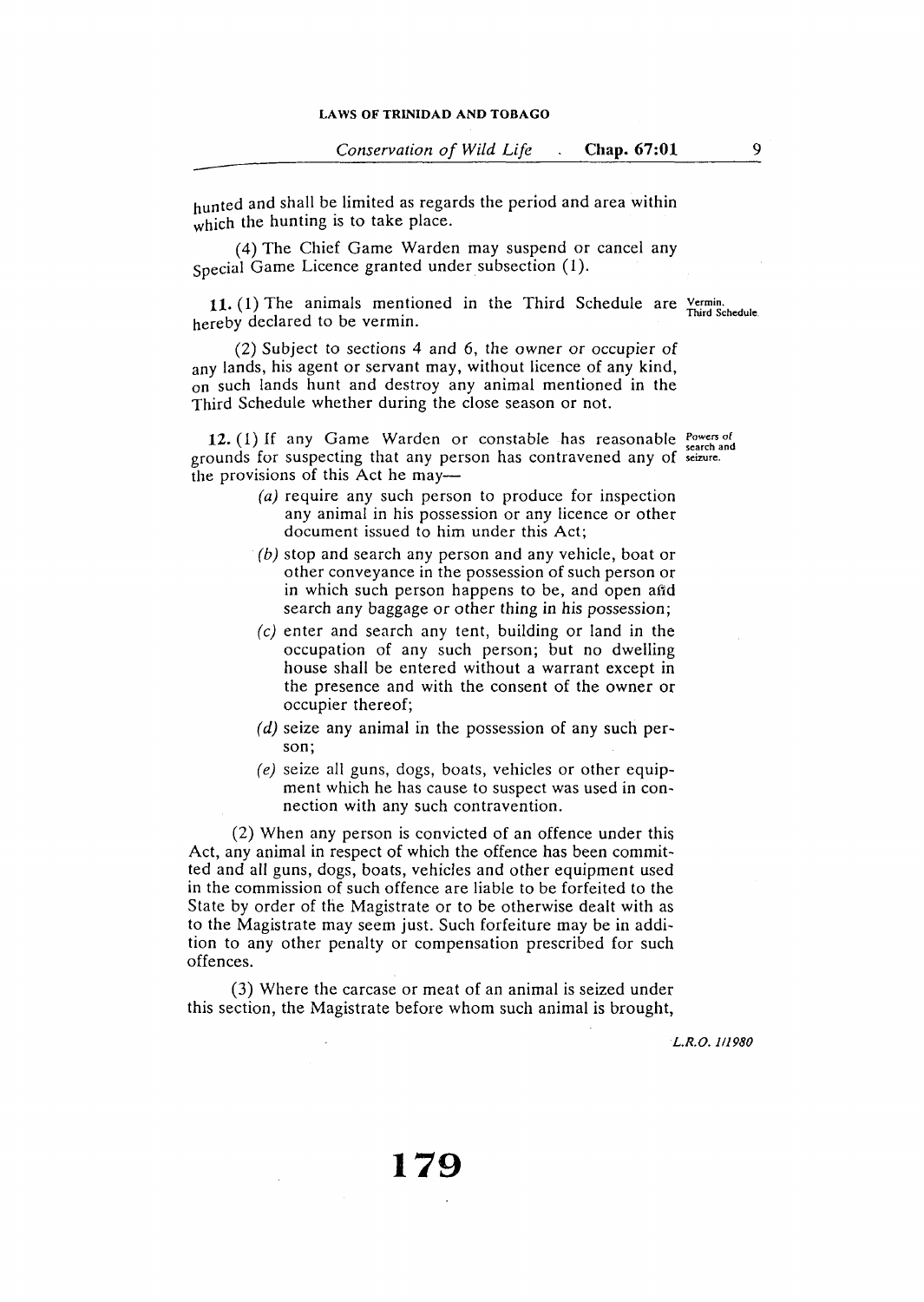hunted and shall be limited as regards the period and area within which the hunting is to take place.

(4) The Chief Game Warden may suspend or cancel any Special Game Licence granted under subsection (1).

**11.** (1) The animals mentioned in the Third Schedule are hereby declared to be vermin. *Vermin. Third Schedule.*

(2) Subject to sections 4 and 6, the owner or occupier of any lands, his agent or servant may, without licence of any kind, on such lands hunt and destroy any animal mentioned in the Third Schedule whether during the close season or not.

**12.** (1) If any Game Warden or constable has reasonable grounds for suspecting that any person has contravened any of the provisions of this Act he may— *Powers of search and seizure.*

- *(a)* require any such person to produce for inspection any animal in his possession or any licence or other document issued to him under this Act;
- *(b)* stop and search any person and any vehicle, boat or other conveyance in the possession of such person or in which such person happens to be, and open and search any baggage or other thing in his possession;
- *(c)* enter and search any tent, building or land in the occupation of any such person; but no dwelling house shall be entered without a warrant except in the presence and with the consent of the owner or occupier thereof;
- *(d)* seize any animal in the possession of any such person;
- *(e)* seize all guns, dogs, boats, vehicles or other equipment which he has cause to suspect was used in connection with any such contravention.

(2) When any person is convicted of an offence under this Act, any animal in respect of which the offence has been committed and all guns, dogs, boats, vehicles and other equipment used in the commission of such offence are liable to be forfeited to the State by order of the Magistrate or to be otherwise dealt with as to the Magistrate may seem just. Such forfeiture may be in addition to any other penalty or compensation prescribed for such offences.

(3) Where the carcase or meat of an animal is seized under this section, the Magistrate before whom such animal is brought,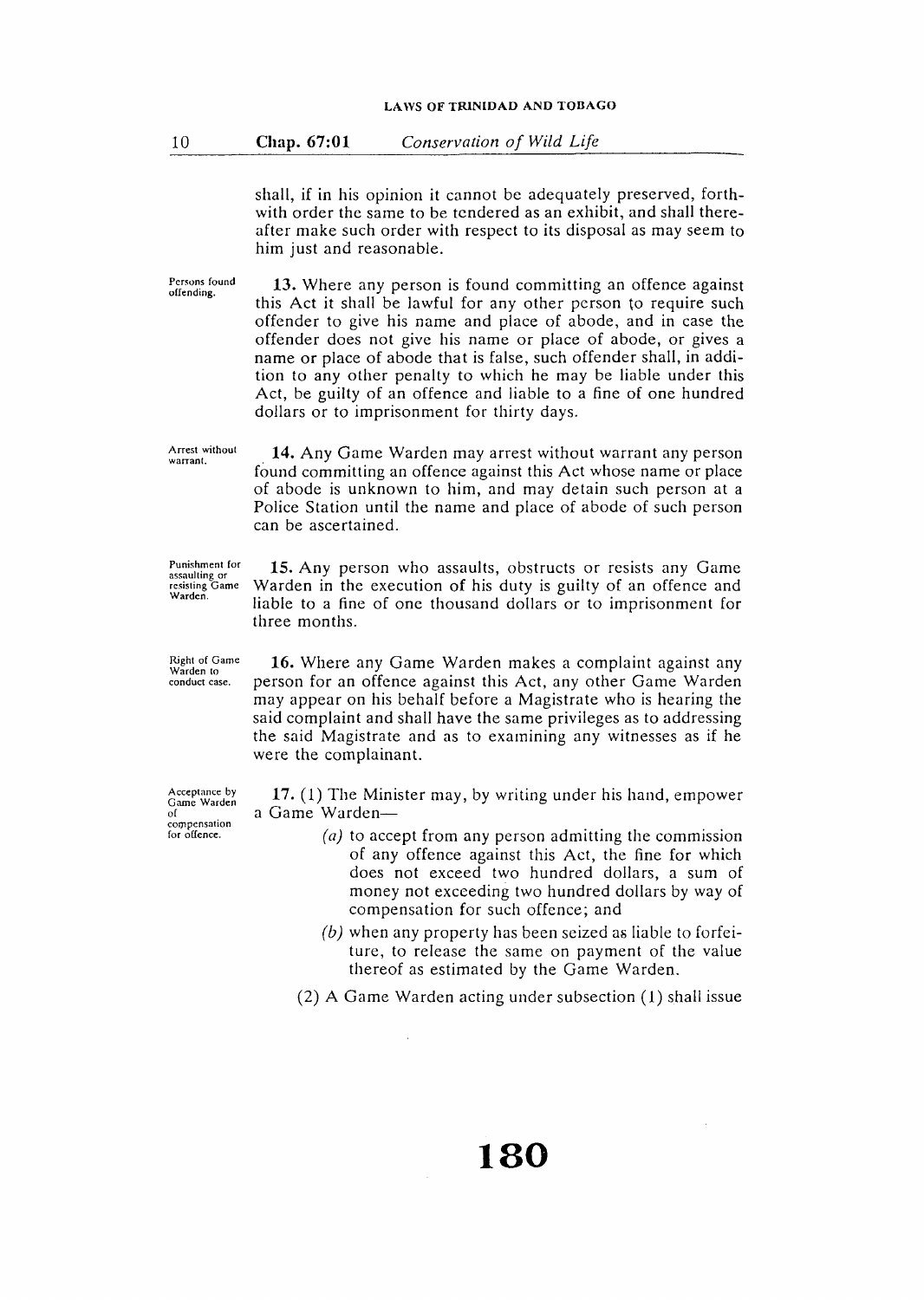shall, if in his opinion it cannot be adequately preserved, forthwith order the same to be tendered as an exhibit, and shall thereafter make such order with respect to its disposal as may seem to him just and reasonable.

Persons found offending.

**13.** Where any person is found committing an offence against this Act it shall be lawful for any other person to require such offender to give his name and place of abode, and in case the offender does not give his name or place of abode, or gives a name or place of abode that is false, such offender shall, in addition to any other penalty to which he may be liable under this Act, be guilty of an offence and liable to a fine of one hundred dollars or to imprisonment for thirty days.

Arrest without warrant.

**14.** Any Game Warden may arrest without warrant any person found committing an offence against this Act whose name or place of abode is unknown to him, and may detain such person at a Police Station until the name and place of abode of such person can be ascertained.

Punishment for assaulting or resisting Game Warden.

**15.** Any person who assaults, obstructs or resists any Game Warden in the execution of his duty is guilty of an offence and liable to a fine of one thousand dollars or to imprisonment for three months.

Right of Game Warden to conduct case.

**16.** Where any Game Warden makes a complaint against any person for an offence against this Act, any other Game Warden may appear on his behalf before a Magistrate who is hearing the said complaint and shall have the same privileges as to addressing the said Magistrate and as to examining any witnesses as if he were the complainant.

Acceptance by Game Warden of compensation for offence.

**17.** (1) The Minister may, by writing under his hand, empower a Game Warden—

*(a)* to accept from any person admitting the commission of any offence against this Act, the fine for which does not exceed two hundred dollars, a sum of money not exceeding two hundred dollars by way of compensation for such offence; and

*(b)* when any property has been seized as liable to forfeiture, to release the same on payment of the value thereof as estimated by the Game Warden.

(2) A Game Warden acting under subsection (1) shall issue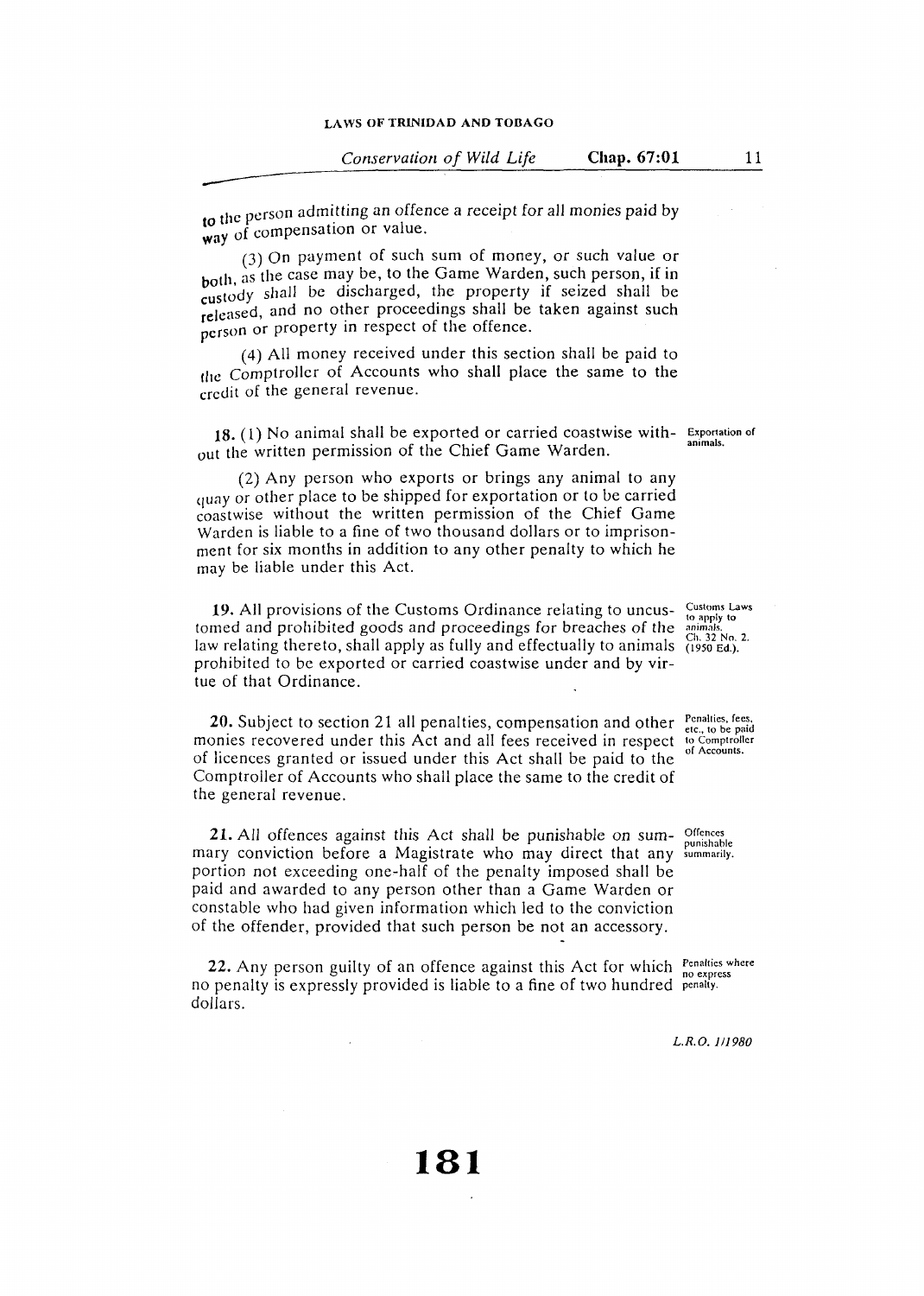to the person admitting an offence a receipt for all monies paid by way of compensation or value.

(3) On payment of such sum of money, or such value or both, as the case may be, to the Game Warden, such person, if in custody shall be discharged, the property if seized shall be released, and no other proceedings shall be taken against such person or property in respect of the offence.

(4) All money received under this section shall be paid to the Comptroller of Accounts who shall place the same to the credit of the general revenue.

Exportation of animals.

**18.** (1) No animal shall be exported or carried coastwise without the written permission of the Chief Game Warden.

(2) Any person who exports or brings any animal to any quay or other place to be shipped for exportation or to be carried coastwise without the written permission of the Chief Game Warden is liable to a fine of two thousand dollars or to imprisonment for six months in addition to any other penalty to which he may be liable under this Act.

Customs Laws to apply to animals. Ch. 32 No. 2. (1950 Ed.).

**19.** All provisions of the Customs Ordinance relating to uncustomed and prohibited goods and proceedings for breaches of the law relating thereto, shall apply as fully and effectually to animals prohibited to be exported or carried coastwise under and by virtue of that Ordinance.

Penalties, fees, etc., to be paid to Comptroller of Accounts.

**20.** Subject to section 21 all penalties, compensation and other monies recovered under this Act and all fees received in respect of licences granted or issued under this Act shall be paid to the Comptroller of Accounts who shall place the same to the credit of the general revenue.

Offences punishable summarily.

**21.** All offences against this Act shall be punishable on summary conviction before a Magistrate who may direct that any portion not exceeding one-half of the penalty imposed shall be paid and awarded to any person other than a Game Warden or constable who had given information which led to the conviction of the offender, provided that such person be not an accessory.

Penalties where no express penalty.

**22.** Any person guilty of an offence against this Act for which no penalty is expressly provided is liable to a fine of two hundred dollars.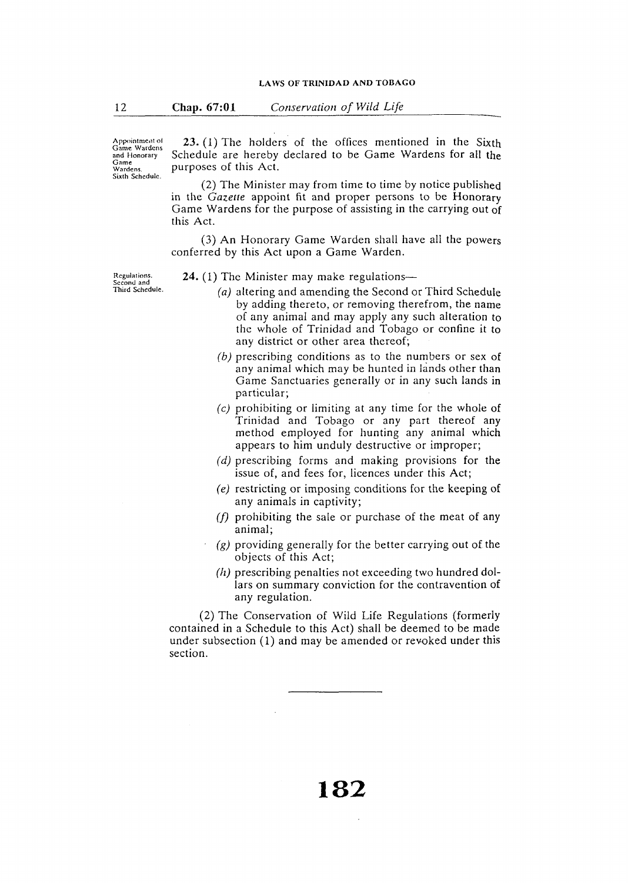Appointment of Game Wardens and Honorary Game Wardens. Sixth Schedule.

**23.** (1) The holders of the offices mentioned in the Sixth Schedule are hereby declared to be Game Wardens for all the purposes of this Act.

(2) The Minister may from time to time by notice published in the *Gazette* appoint fit and proper persons to be Honorary Game Wardens for the purpose of assisting in the carrying out of this Act.

(3) An Honorary Game Warden shall have all the powers conferred by this Act upon a Game Warden.

Regulations. Second and Third Schedule.

**24.** (1) The Minister may make regulations—

*(a)* altering and amending the Second or Third Schedule by adding thereto, or removing therefrom, the name of any animal and may apply any such alteration to the whole of Trinidad and Tobago or confine it to any district or other area thereof;

*(b)* prescribing conditions as to the numbers or sex of any animal which may be hunted in lands other than Game Sanctuaries generally or in any such lands in particular;

*(c)* prohibiting or limiting at any time for the whole of Trinidad and Tobago or any part thereof any method employed for hunting any animal which appears to him unduly destructive or improper;

*(d)* prescribing forms and making provisions for the issue of, and fees for, licences under this Act;

*(e)* restricting or imposing conditions for the keeping of any animals in captivity;

*(f)* prohibiting the sale or purchase of the meat of any animal;

*(g)* providing generally for the better carrying out of the objects of this Act;

*(h)* prescribing penalties not exceeding two hundred dollars on summary conviction for the contravention of any regulation.

(2) The Conservation of Wild Life Regulations (formerly contained in a Schedule to this Act) shall be deemed to be made under subsection (1) and may be amended or revoked under this section.

---

182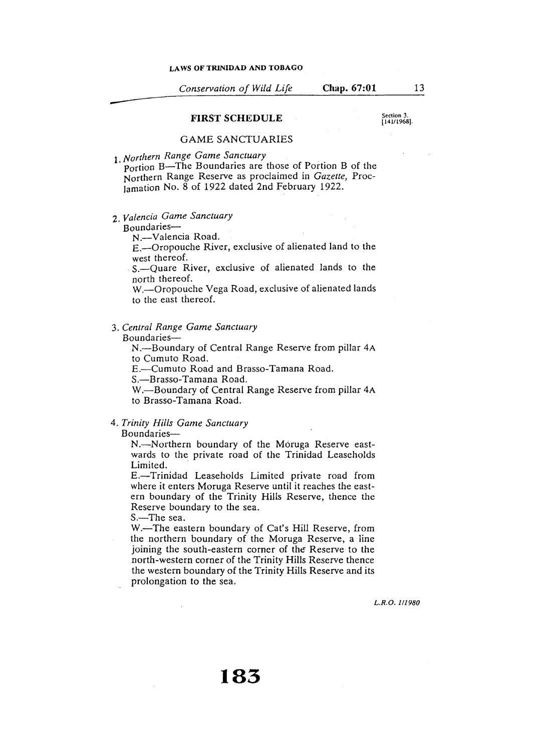## FIRST SCHEDULE

Section 3. [141/1968].

### GAME SANCTUARIES

1. *Northern Range Game Sanctuary*

   Portion B—The Boundaries are those of Portion B of the Northern Range Reserve as proclaimed in *Gazette*, Proclamation No. 8 of 1922 dated 2nd February 1922.

2. *Valencia Game Sanctuary*

   Boundaries—

   N.—Valencia Road.

   E.—Oropouche River, exclusive of alienated land to the west thereof.

   S.—Quare River, exclusive of alienated lands to the north thereof.

   W.—Oropouche Vega Road, exclusive of alienated lands to the east thereof.

3. *Central Range Game Sanctuary*

   Boundaries—

   N.—Boundary of Central Range Reserve from pillar 4A to Cumuto Road.

   E.—Cumuto Road and Brasso-Tamana Road.

   S.—Brasso-Tamana Road.

   W.—Boundary of Central Range Reserve from pillar 4A to Brasso-Tamana Road.

4. *Trinity Hills Game Sanctuary*

   Boundaries—

   N.—Northern boundary of the Moruga Reserve eastwards to the private road of the Trinidad Leaseholds Limited.

   E.—Trinidad Leaseholds Limited private road from where it enters Moruga Reserve until it reaches the eastern boundary of the Trinity Hills Reserve, thence the Reserve boundary to the sea.

   S.—The sea.

   W.—The eastern boundary of Cat's Hill Reserve, from the northern boundary of the Moruga Reserve, a line joining the south-eastern corner of the Reserve to the north-western corner of the Trinity Hills Reserve thence the western boundary of the Trinity Hills Reserve and its prolongation to the sea.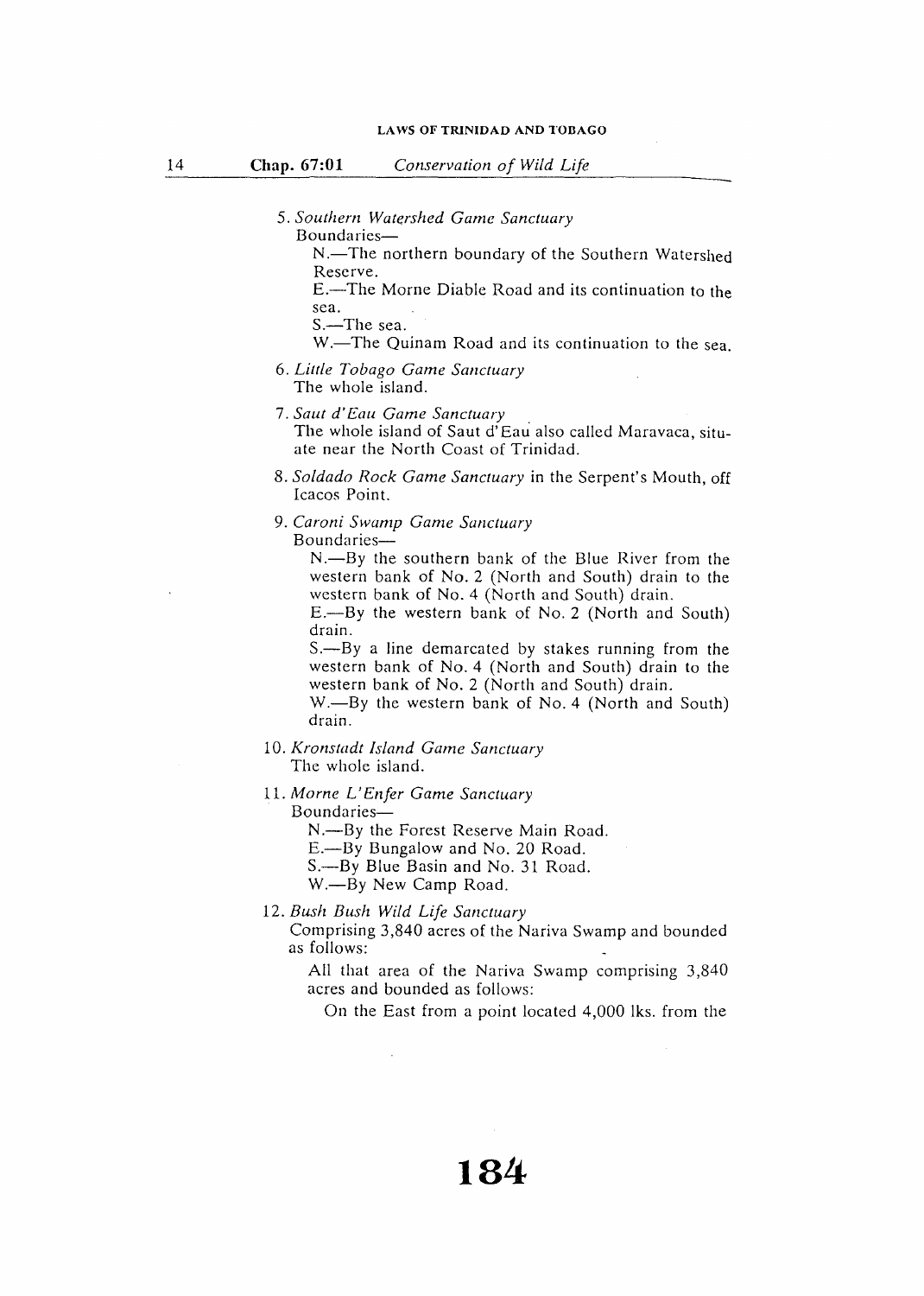5. *Southern Watershed Game Sanctuary*
   Boundaries—
   N.—The northern boundary of the Southern Watershed Reserve.
   E.—The Morne Diable Road and its continuation to the sea.
   S.—The sea.
   W.—The Quinam Road and its continuation to the sea.

6. *Little Tobago Game Sanctuary*
   The whole island.

7. *Saut d'Eau Game Sanctuary*
   The whole island of Saut d'Eau also called Maravaca, situate near the North Coast of Trinidad.

8. *Soldado Rock Game Sanctuary* in the Serpent's Mouth, off Icacos Point.

9. *Caroni Swamp Game Sanctuary*
   Boundaries—
   N.—By the southern bank of the Blue River from the western bank of No. 2 (North and South) drain to the western bank of No. 4 (North and South) drain.
   E.—By the western bank of No. 2 (North and South) drain.
   S.—By a line demarcated by stakes running from the western bank of No. 4 (North and South) drain to the western bank of No. 2 (North and South) drain.
   W.—By the western bank of No. 4 (North and South) drain.

10. *Kronstadt Island Game Sanctuary*
    The whole island.

11. *Morne L'Enfer Game Sanctuary*
    Boundaries—
    N.—By the Forest Reserve Main Road.
    E.—By Bungalow and No. 20 Road.
    S.—By Blue Basin and No. 31 Road.
    W.—By New Camp Road.

12. *Bush Bush Wild Life Sanctuary*
    Comprising 3,840 acres of the Nariva Swamp and bounded as follows:

    All that area of the Nariva Swamp comprising 3,840 acres and bounded as follows:

    On the East from a point located 4,000 lks. from the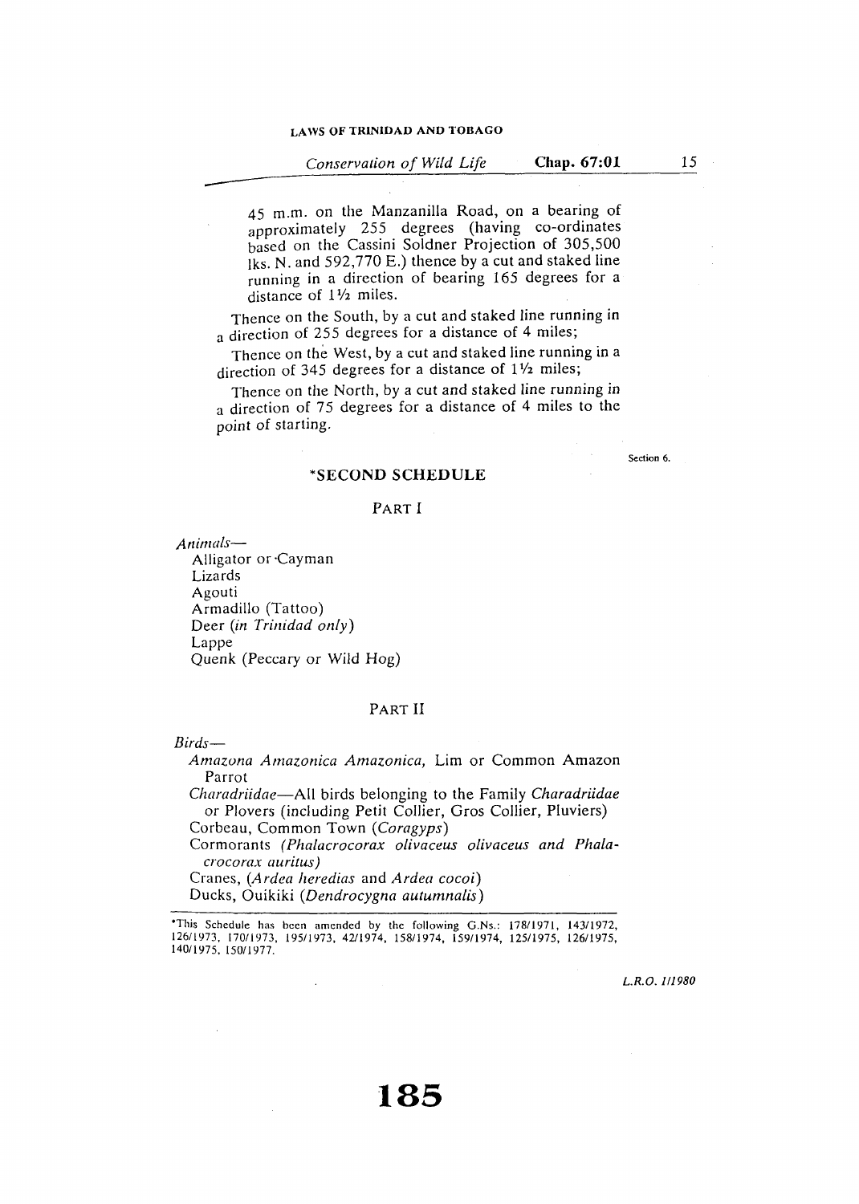45 m.m. on the Manzanilla Road, on a bearing of approximately 255 degrees (having co-ordinates based on the Cassini Soldner Projection of 305,500 lks. N. and 592,770 E.) thence by a cut and staked line running in a direction of bearing 165 degrees for a distance of 1½ miles.

Thence on the South, by a cut and staked line running in a direction of 255 degrees for a distance of 4 miles;

Thence on the West, by a cut and staked line running in a direction of 345 degrees for a distance of 1½ miles;

Thence on the North, by a cut and staked line running in a direction of 75 degrees for a distance of 4 miles to the point of starting.

Section 6.

## *SECOND SCHEDULE

### PART I

*Animals*—

Alligator or Cayman
Lizards
Agouti
Armadillo (Tattoo)
Deer (*in Trinidad only*)
Lappe
Quenk (Peccary or Wild Hog)

### PART II

*Birds*—

*Amazona Amazonica Amazonica,* Lim or Common Amazon Parrot

*Charadriidae*—All birds belonging to the Family *Charadriidae* or Plovers (including Petit Collier, Gros Collier, Pluviers)

Corbeau, Common Town (*Coragyps*)

Cormorants (*Phalacrocorax olivaceus olivaceus and Phalacrocorax auritus*)

Cranes, (*Ardea heredias* and *Ardea cocoi*)

Ducks, Ouikiki (*Dendrocygna autumnalis*)

*This Schedule has been amended by the following G.Ns.: 178/1971, 143/1972, 126/1973, 170/1973, 195/1973, 42/1974, 158/1974, 159/1974, 125/1975, 126/1975, 140/1975, 150/1977.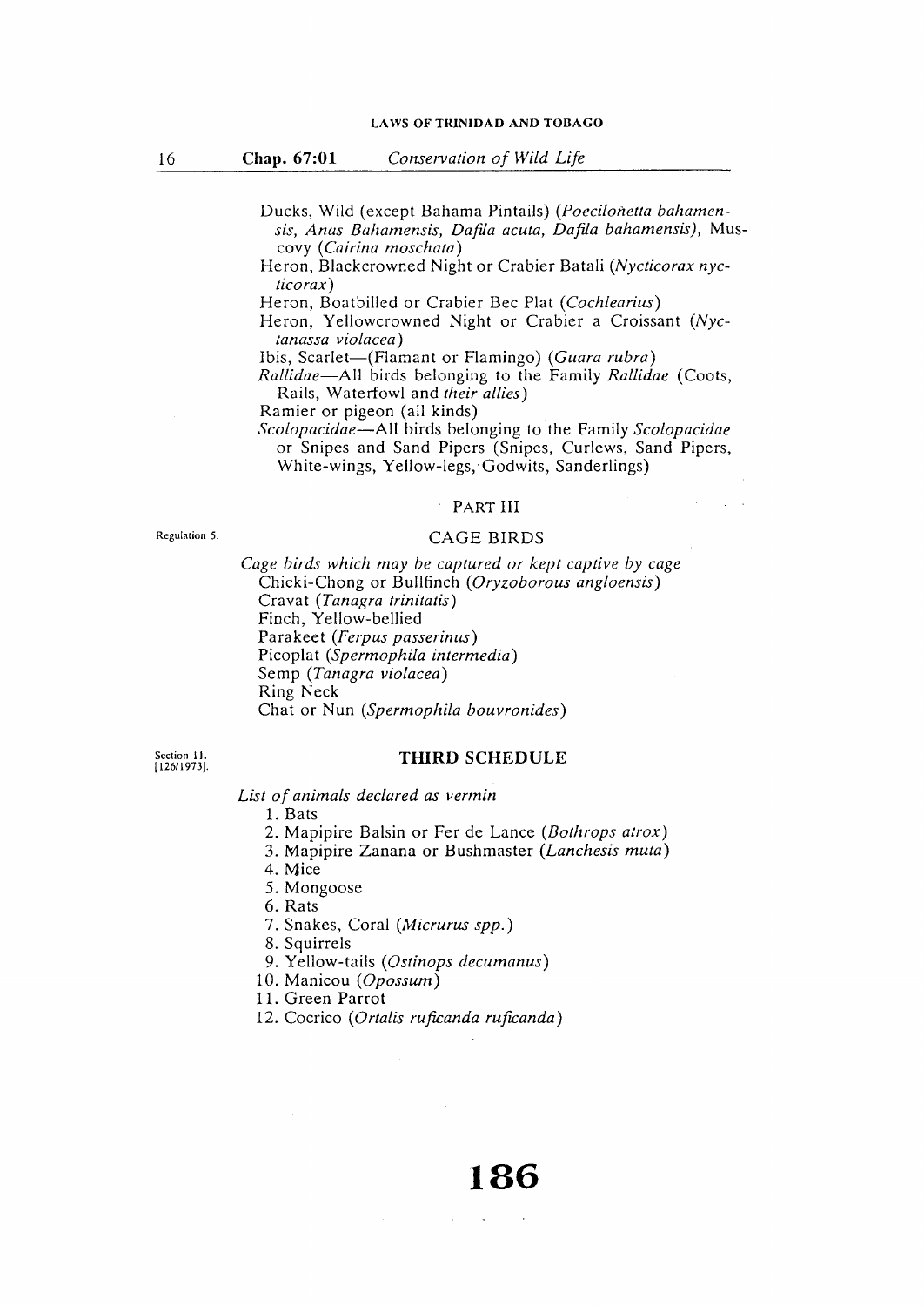Ducks, Wild (except Bahama Pintails) (*Poecilonetta bahamensis, Anas Bahamensis, Dafila acuta, Dafila bahamensis*), Muscovy (*Cairina moschata*)

Heron, Blackcrowned Night or Crabier Batali (*Nycticorax nycticorax*)

Heron, Boatbilled or Crabier Bec Plat (*Cochlearius*)

Heron, Yellowcrowned Night or Crabier a Croissant (*Nyctanassa violacea*)

Ibis, Scarlet—(Flamant or Flamingo) (*Guara rubra*)

*Rallidae*—All birds belonging to the Family *Rallidae* (Coots, Rails, Waterfowl and *their allies*)

Ramier or pigeon (all kinds)

*Scolopacidae*—All birds belonging to the Family *Scolopacidae* or Snipes and Sand Pipers (Snipes, Curlews, Sand Pipers, White-wings, Yellow-legs, Godwits, Sanderlings)

## PART III

Regulation 5.

## CAGE BIRDS

*Cage birds which may be captured or kept captive by cage*

Chicki-Chong or Bullfinch (*Oryzoborous angloensis*)
Cravat (*Tanagra trinitatis*)
Finch, Yellow-bellied
Parakeet (*Ferpus passerinus*)
Picoplat (*Spermophila intermedia*)
Semp (*Tanagra violacea*)
Ring Neck
Chat or Nun (*Spermophila bouvronides*)

Section 11.
[126/1973].

## THIRD SCHEDULE

*List of animals declared as vermin*

1. Bats
2. Mapipire Balsin or Fer de Lance (*Bothrops atrox*)
3. Mapipire Zanana or Bushmaster (*Lanchesis muta*)
4. Mice
5. Mongoose
6. Rats
7. Snakes, Coral (*Micrurus spp.*)
8. Squirrels
9. Yellow-tails (*Ostinops decumanus*)
10. Manicou (*Opossum*)
11. Green Parrot
12. Cocrico (*Ortalis ruficanda ruficanda*)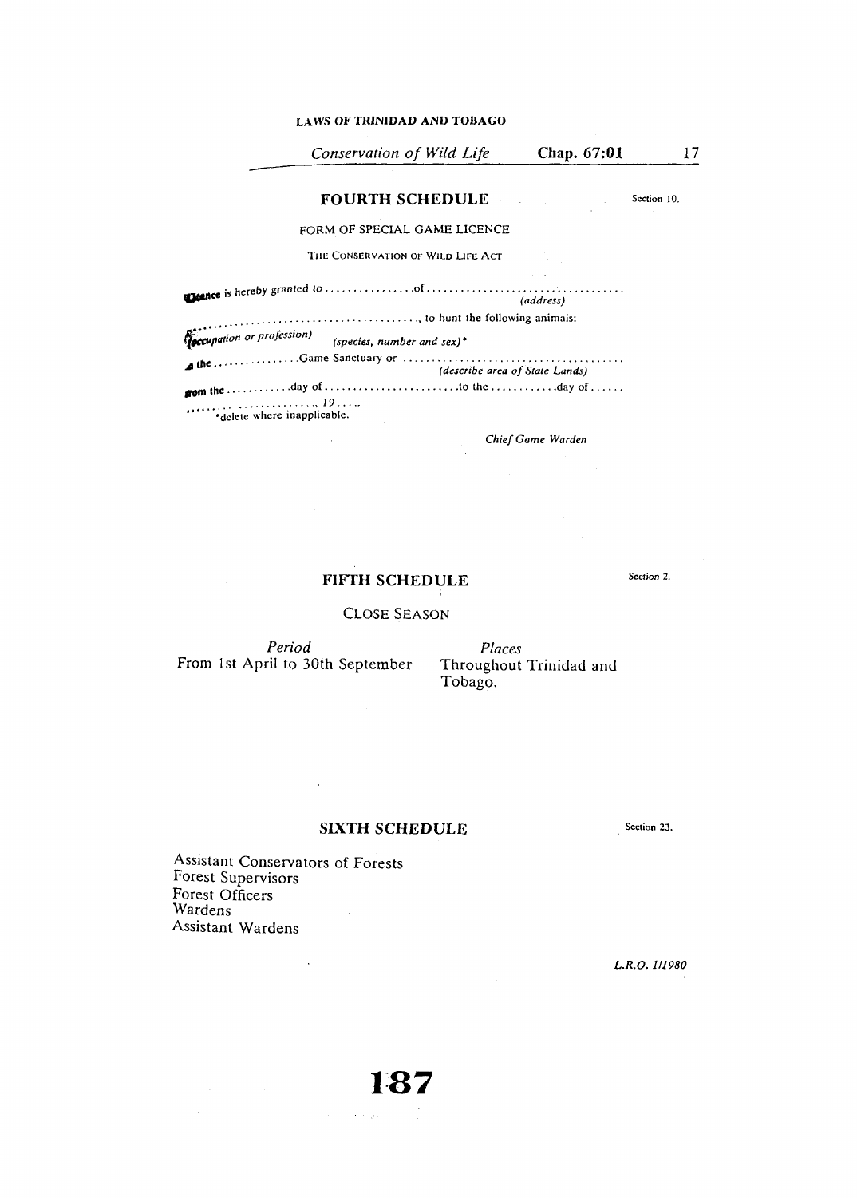## FOURTH SCHEDULE

Section 10.

FORM OF SPECIAL GAME LICENCE

THE CONSERVATION OF WILD LIFE ACT

Licence is hereby granted to ................of ..................................
(address)

........................................, to hunt the following animals:

(occupation or profession) (species, number and sex)*

in the ................Game Sanctuary or ......................................
(describe area of State Lands)

from the ............day of ........................to the ............day of ......

........................, 19.....

*delete where inapplicable.

*Chief Game Warden*

## FIFTH SCHEDULE

Section 2.

CLOSE SEASON

| *Period* | *Places* |
|---|---|
| From 1st April to 30th September | Throughout Trinidad and Tobago. |

## SIXTH SCHEDULE

Section 23.

Assistant Conservators of Forests
Forest Supervisors
Forest Officers
Wardens
Assistant Wardens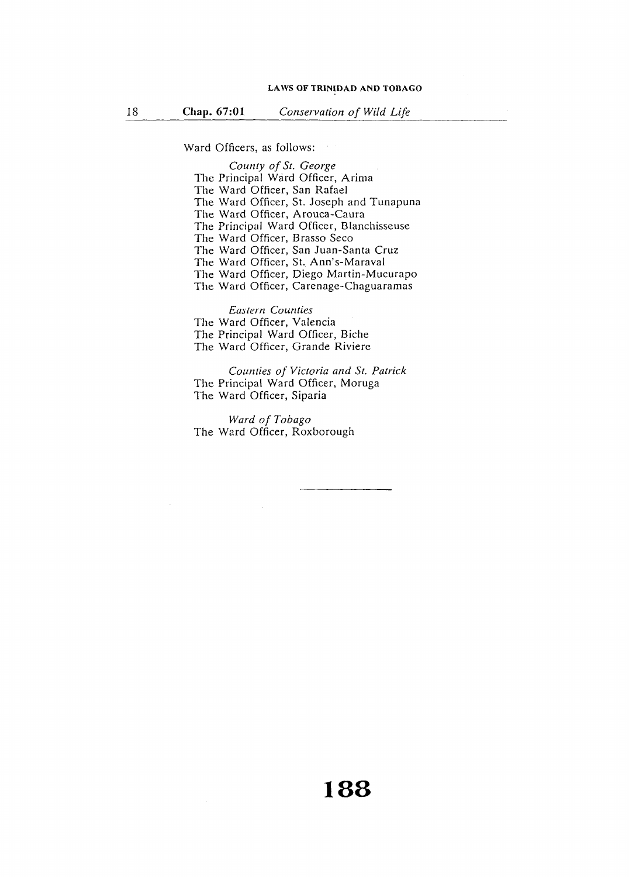Ward Officers, as follows:

*County of St. George*

The Principal Ward Officer, Arima
The Ward Officer, San Rafael
The Ward Officer, St. Joseph and Tunapuna
The Ward Officer, Arouca-Caura
The Principal Ward Officer, Blanchisseuse
The Ward Officer, Brasso Seco
The Ward Officer, San Juan-Santa Cruz
The Ward Officer, St. Ann's-Maraval
The Ward Officer, Diego Martin-Mucurapo
The Ward Officer, Carenage-Chaguaramas

*Eastern Counties*

The Ward Officer, Valencia
The Principal Ward Officer, Biche
The Ward Officer, Grande Riviere

*Counties of Victoria and St. Patrick*

The Principal Ward Officer, Moruga
The Ward Officer, Siparia

*Ward of Tobago*

The Ward Officer, Roxborough

---